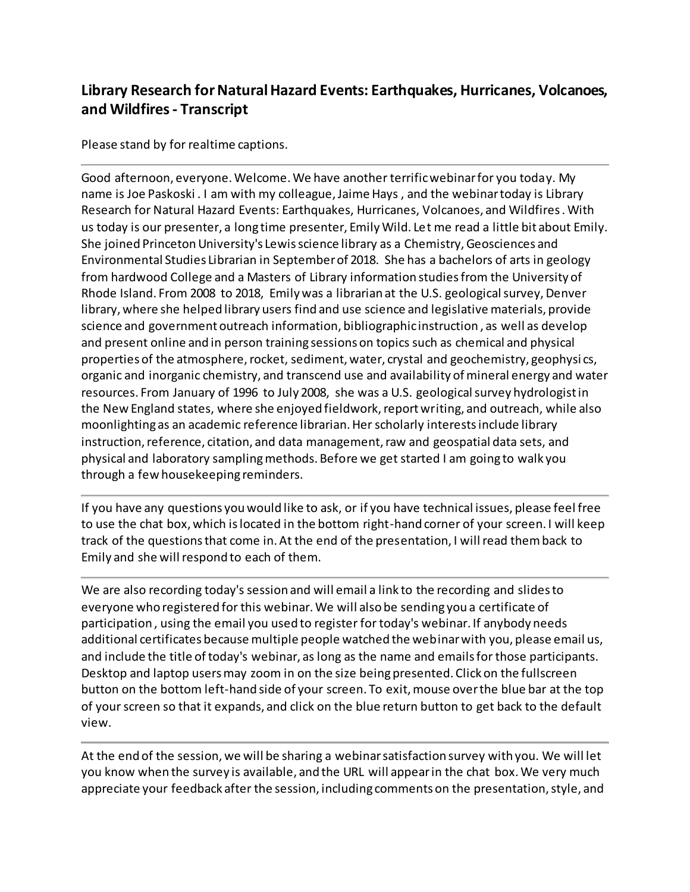## Library Research for Natural Hazard Events: Earthquakes, Hurricanes, Volcanoes, and Wildfires - Transcript

Please stand by for realtime captions.

---

Good afternoon, everyone. Welcome. We have another terrific webinar for you today. My name is Joe Paskoski . I am with my colleague, Jaime Hays , and the webinar today is Library Research for Natural Hazard Events: Earthquakes, Hurricanes, Volcanoes, and Wildfires . With us today is our presenter, a longtime presenter, Emily Wild. Let me read a little bit about Emily. She joined Princeton University's Lewis science library as a Chemistry, Geosciences and Environmental Studies Librarian in September of 2018. She has a bachelors of arts in geology from hardwood College and a Masters of Library information studies from the University of Rhode Island. From 2008 to 2018, Emily was a librarian at the U.S. geological survey, Denver library, where she helped library users find and use science and legislative materials, provide science and government outreach information, bibliographic instruction , as well as develop and present online and in person training sessions on topics such as chemical and physical properties of the atmosphere, rocket, sediment, water, crystal and geochemistry, geophysics, organic and inorganic chemistry, and transcend use and availability of mineral energy and water resources. From January of 1996 to July 2008, she was a U.S. geological survey hydrologist in the New England states, where she enjoyed fieldwork, report writing, and outreach, while also moonlighting as an academic reference librarian. Her scholarly interests include library instruction, reference, citation, and data management, raw and geospatial data sets, and physical and laboratory sampling methods. Before we get started I am going to walk you through a few housekeeping reminders.

---

If you have any questions you would like to ask, or if you have technical issues, please feel free to use the chat box, which is located in the bottom right-hand corner of your screen. I will keep track of the questions that come in. At the end of the presentation, I will read them back to Emily and she will respond to each of them.

---

We are also recording today's session and will email a link to the recording and slides to everyone who registered for this webinar. We will also be sending you a certificate of participation , using the email you used to register for today's webinar. If anybody needs additional certificates because multiple people watched the webinar with you, please email us, and include the title of today's webinar, as long as the name and emails for those participants. Desktop and laptop users may zoom in on the size being presented. Click on the fullscreen button on the bottom left-hand side of your screen. To exit, mouse over the blue bar at the top of your screen so that it expands, and click on the blue return button to get back to the default view.

---

At the end of the session, we will be sharing a webinar satisfaction survey with you. We will let you know when the survey is available, and the URL will appear in the chat box. We very much appreciate your feedback after the session, including comments on the presentation, style, and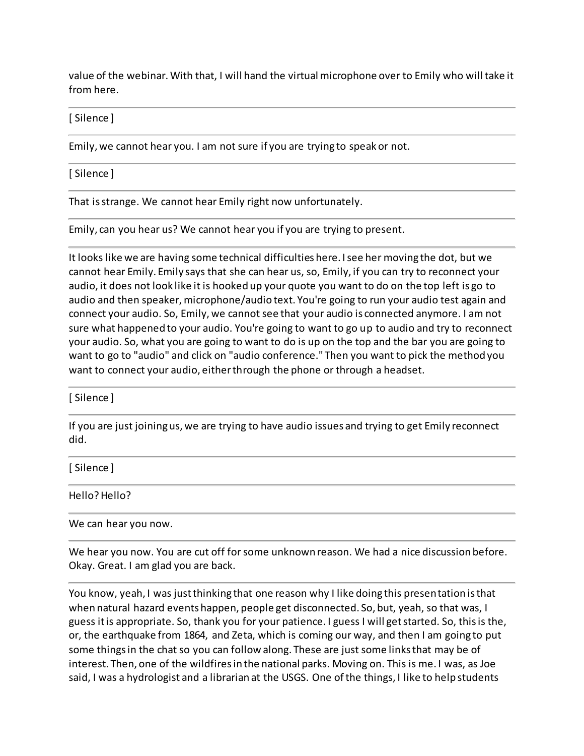value of the webinar. With that, I will hand the virtual microphone over to Emily who will take it from here.

---

[ Silence ]

---

Emily, we cannot hear you. I am not sure if you are trying to speak or not.

---

[ Silence ]

---

That is strange. We cannot hear Emily right now unfortunately.

---

Emily, can you hear us? We cannot hear you if you are trying to present.

---

It looks like we are having some technical difficulties here. I see her moving the dot, but we cannot hear Emily. Emily says that she can hear us, so, Emily, if you can try to reconnect your audio, it does not look like it is hooked up your quote you want to do on the top left is go to audio and then speaker, microphone/audio text. You're going to run your audio test again and connect your audio. So, Emily, we cannot see that your audio is connected anymore. I am not sure what happened to your audio. You're going to want to go up to audio and try to reconnect your audio. So, what you are going to want to do is up on the top and the bar you are going to want to go to "audio" and click on "audio conference." Then you want to pick the method you want to connect your audio, either through the phone or through a headset.

---

[ Silence ]

---

If you are just joining us, we are trying to have audio issues and trying to get Emily reconnect did.

---

[ Silence ]

---

Hello? Hello?

---

We can hear you now.

---

We hear you now. You are cut off for some unknown reason. We had a nice discussion before. Okay. Great. I am glad you are back.

---

You know, yeah, I was just thinking that one reason why I like doing this presentation is that when natural hazard events happen, people get disconnected. So, but, yeah, so that was, I guess it is appropriate. So, thank you for your patience. I guess I will get started. So, this is the, or, the earthquake from 1864, and Zeta, which is coming our way, and then I am going to put some things in the chat so you can follow along. These are just some links that may be of interest. Then, one of the wildfires in the national parks. Moving on. This is me. I was, as Joe said, I was a hydrologist and a librarian at the USGS. One of the things, I like to help students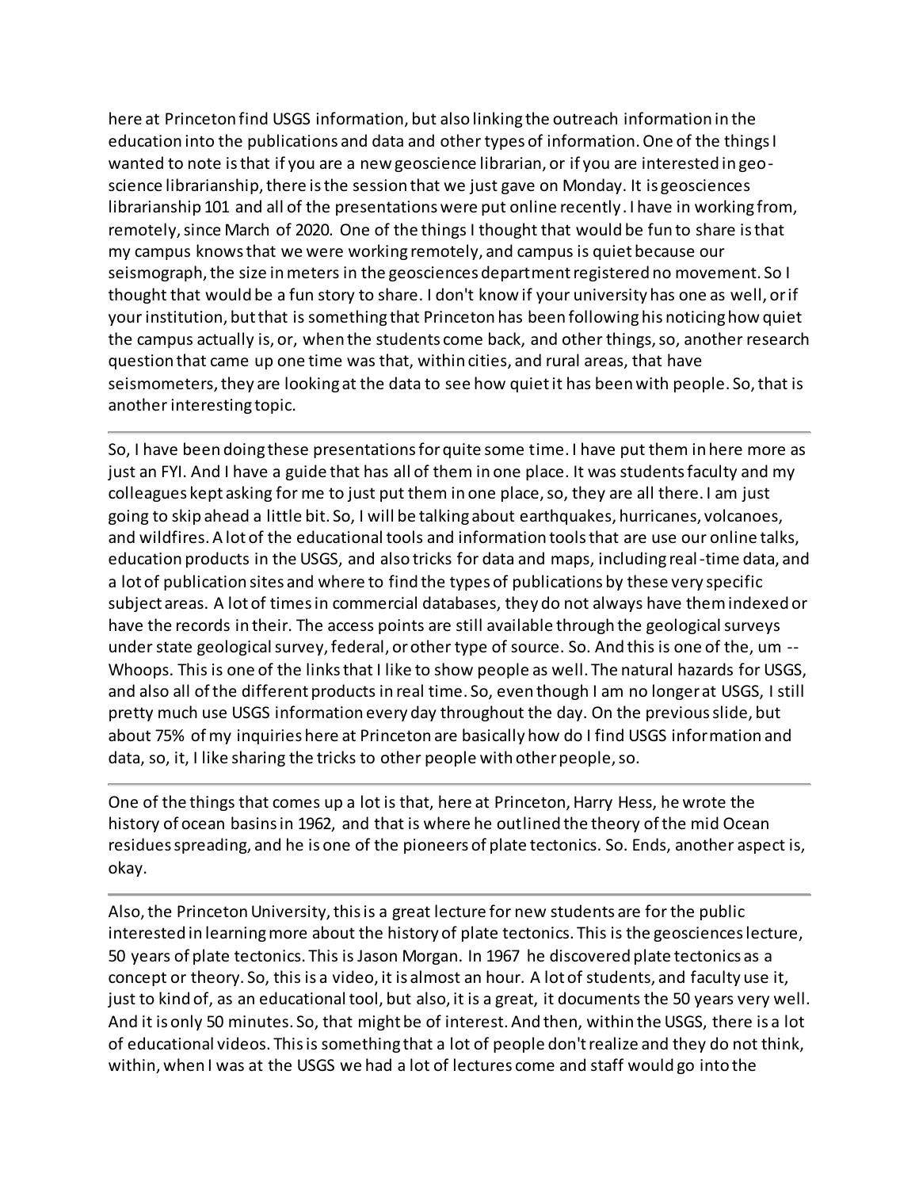here at Princeton find USGS information, but also linking the outreach information in the education into the publications and data and other types of information. One of the things I wanted to note is that if you are a new geoscience librarian, or if you are interested in geo-science librarianship, there is the session that we just gave on Monday. It is geosciences librarianship 101 and all of the presentations were put online recently. I have in working from, remotely, since March of 2020. One of the things I thought that would be fun to share is that my campus knows that we were working remotely, and campus is quiet because our seismograph, the size in meters in the geosciences department registered no movement. So I thought that would be a fun story to share. I don't know if your university has one as well, or if your institution, but that is something that Princeton has been following his noticing how quiet the campus actually is, or, when the students come back, and other things, so, another research question that came up one time was that, within cities, and rural areas, that have seismometers, they are looking at the data to see how quiet it has been with people. So, that is another interesting topic.

---

So, I have been doing these presentations for quite some time. I have put them in here more as just an FYI. And I have a guide that has all of them in one place. It was students faculty and my colleagues kept asking for me to just put them in one place, so, they are all there. I am just going to skip ahead a little bit. So, I will be talking about earthquakes, hurricanes, volcanoes, and wildfires. A lot of the educational tools and information tools that are use our online talks, education products in the USGS, and also tricks for data and maps, including real-time data, and a lot of publication sites and where to find the types of publications by these very specific subject areas. A lot of times in commercial databases, they do not always have them indexed or have the records in their. The access points are still available through the geological surveys under state geological survey, federal, or other type of source. So. And this is one of the, um -- Whoops. This is one of the links that I like to show people as well. The natural hazards for USGS, and also all of the different products in real time. So, even though I am no longer at USGS, I still pretty much use USGS information every day throughout the day. On the previous slide, but about 75% of my inquiries here at Princeton are basically how do I find USGS information and data, so, it, I like sharing the tricks to other people with other people, so.

---

One of the things that comes up a lot is that, here at Princeton, Harry Hess, he wrote the history of ocean basins in 1962, and that is where he outlined the theory of the mid Ocean residues spreading, and he is one of the pioneers of plate tectonics. So. Ends, another aspect is, okay.

---

Also, the Princeton University, this is a great lecture for new students are for the public interested in learning more about the history of plate tectonics. This is the geosciences lecture, 50 years of plate tectonics. This is Jason Morgan. In 1967 he discovered plate tectonics as a concept or theory. So, this is a video, it is almost an hour. A lot of students, and faculty use it, just to kind of, as an educational tool, but also, it is a great, it documents the 50 years very well. And it is only 50 minutes. So, that might be of interest. And then, within the USGS, there is a lot of educational videos. This is something that a lot of people don't realize and they do not think, within, when I was at the USGS we had a lot of lectures come and staff would go into the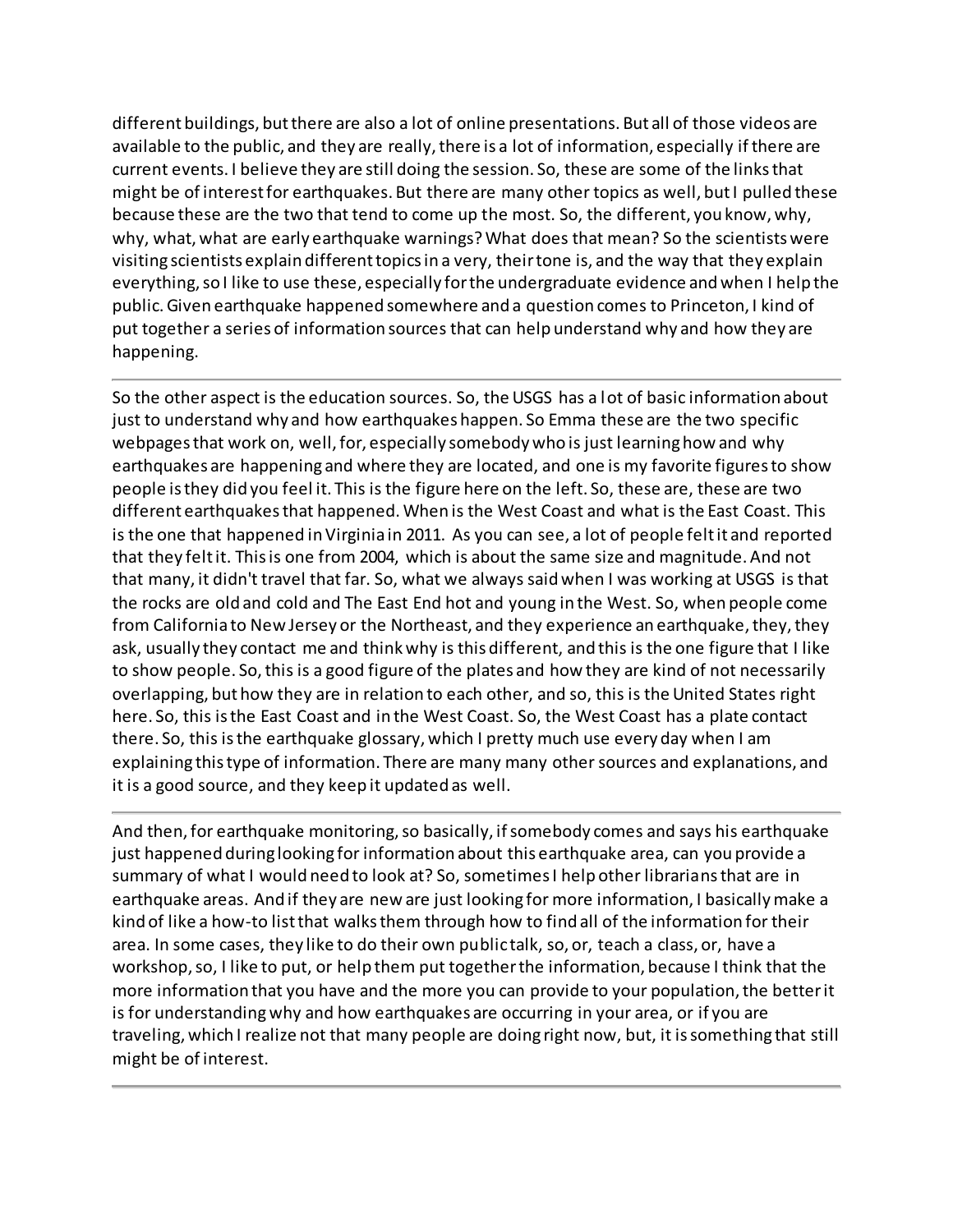different buildings, but there are also a lot of online presentations. But all of those videos are available to the public, and they are really, there is a lot of information, especially if there are current events. I believe they are still doing the session. So, these are some of the links that might be of interest for earthquakes. But there are many other topics as well, but I pulled these because these are the two that tend to come up the most. So, the different, you know, why, why, what, what are early earthquake warnings? What does that mean? So the scientists were visiting scientists explain different topics in a very, their tone is, and the way that they explain everything, so I like to use these, especially for the undergraduate evidence and when I help the public. Given earthquake happened somewhere and a question comes to Princeton, I kind of put together a series of information sources that can help understand why and how they are happening.

---

So the other aspect is the education sources. So, the USGS has a lot of basic information about just to understand why and how earthquakes happen. So Emma these are the two specific webpages that work on, well, for, especially somebody who is just learning how and why earthquakes are happening and where they are located, and one is my favorite figures to show people is they did you feel it. This is the figure here on the left. So, these are, these are two different earthquakes that happened. When is the West Coast and what is the East Coast. This is the one that happened in Virginia in 2011. As you can see, a lot of people felt it and reported that they felt it. This is one from 2004, which is about the same size and magnitude. And not that many, it didn't travel that far. So, what we always said when I was working at USGS is that the rocks are old and cold and The East End hot and young in the West. So, when people come from California to New Jersey or the Northeast, and they experience an earthquake, they, they ask, usually they contact me and think why is this different, and this is the one figure that I like to show people. So, this is a good figure of the plates and how they are kind of not necessarily overlapping, but how they are in relation to each other, and so, this is the United States right here. So, this is the East Coast and in the West Coast. So, the West Coast has a plate contact there. So, this is the earthquake glossary, which I pretty much use every day when I am explaining this type of information. There are many many other sources and explanations, and it is a good source, and they keep it updated as well.

---

And then, for earthquake monitoring, so basically, if somebody comes and says his earthquake just happened during looking for information about this earthquake area, can you provide a summary of what I would need to look at? So, sometimes I help other librarians that are in earthquake areas. And if they are new are just looking for more information, I basically make a kind of like a how-to list that walks them through how to find all of the information for their area. In some cases, they like to do their own public talk, so, or, teach a class, or, have a workshop, so, I like to put, or help them put together the information, because I think that the more information that you have and the more you can provide to your population, the better it is for understanding why and how earthquakes are occurring in your area, or if you are traveling, which I realize not that many people are doing right now, but, it is something that still might be of interest.

---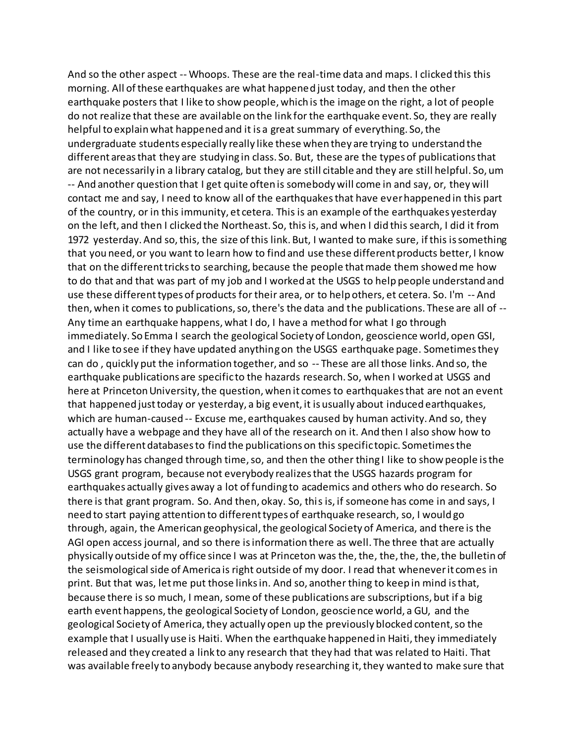And so the other aspect -- Whoops. These are the real-time data and maps. I clicked this this morning. All of these earthquakes are what happened just today, and then the other earthquake posters that I like to show people, which is the image on the right, a lot of people do not realize that these are available on the link for the earthquake event. So, they are really helpful to explain what happened and it is a great summary of everything. So, the undergraduate students especially really like these when they are trying to understand the different areas that they are studying in class. So. But, these are the types of publications that are not necessarily in a library catalog, but they are still citable and they are still helpful. So, um -- And another question that I get quite often is somebody will come in and say, or, they will contact me and say, I need to know all of the earthquakes that have ever happened in this part of the country, or in this immunity, et cetera. This is an example of the earthquakes yesterday on the left, and then I clicked the Northeast. So, this is, and when I did this search, I did it from 1972 yesterday. And so, this, the size of this link. But, I wanted to make sure, if this is something that you need, or you want to learn how to find and use these different products better, I know that on the different tricks to searching, because the people that made them showed me how to do that and that was part of my job and I worked at the USGS to help people understand and use these different types of products for their area, or to help others, et cetera. So. I'm -- And then, when it comes to publications, so, there's the data and the publications. These are all of -- Any time an earthquake happens, what I do, I have a method for what I go through immediately. So Emma I search the geological Society of London, geoscience world, open GSI, and I like to see if they have updated anything on the USGS earthquake page. Sometimes they can do , quickly put the information together, and so -- These are all those links. And so, the earthquake publications are specific to the hazards research. So, when I worked at USGS and here at Princeton University, the question, when it comes to earthquakes that are not an event that happened just today or yesterday, a big event, it is usually about induced earthquakes, which are human-caused -- Excuse me, earthquakes caused by human activity. And so, they actually have a webpage and they have all of the research on it. And then I also show how to use the different databases to find the publications on this specific topic. Sometimes the terminology has changed through time, so, and then the other thing I like to show people is the USGS grant program, because not everybody realizes that the USGS hazards program for earthquakes actually gives away a lot of funding to academics and others who do research. So there is that grant program. So. And then, okay. So, this is, if someone has come in and says, I need to start paying attention to different types of earthquake research, so, I would go through, again, the American geophysical, the geological Society of America, and there is the AGI open access journal, and so there is information there as well. The three that are actually physically outside of my office since I was at Princeton was the, the, the, the, the, the bulletin of the seismological side of America is right outside of my door. I read that whenever it comes in print. But that was, let me put those links in. And so, another thing to keep in mind is that, because there is so much, I mean, some of these publications are subscriptions, but if a big earth event happens, the geological Society of London, geoscience world, a GU, and the geological Society of America, they actually open up the previously blocked content, so the example that I usually use is Haiti. When the earthquake happened in Haiti, they immediately released and they created a link to any research that they had that was related to Haiti. That was available freely to anybody because anybody researching it, they wanted to make sure that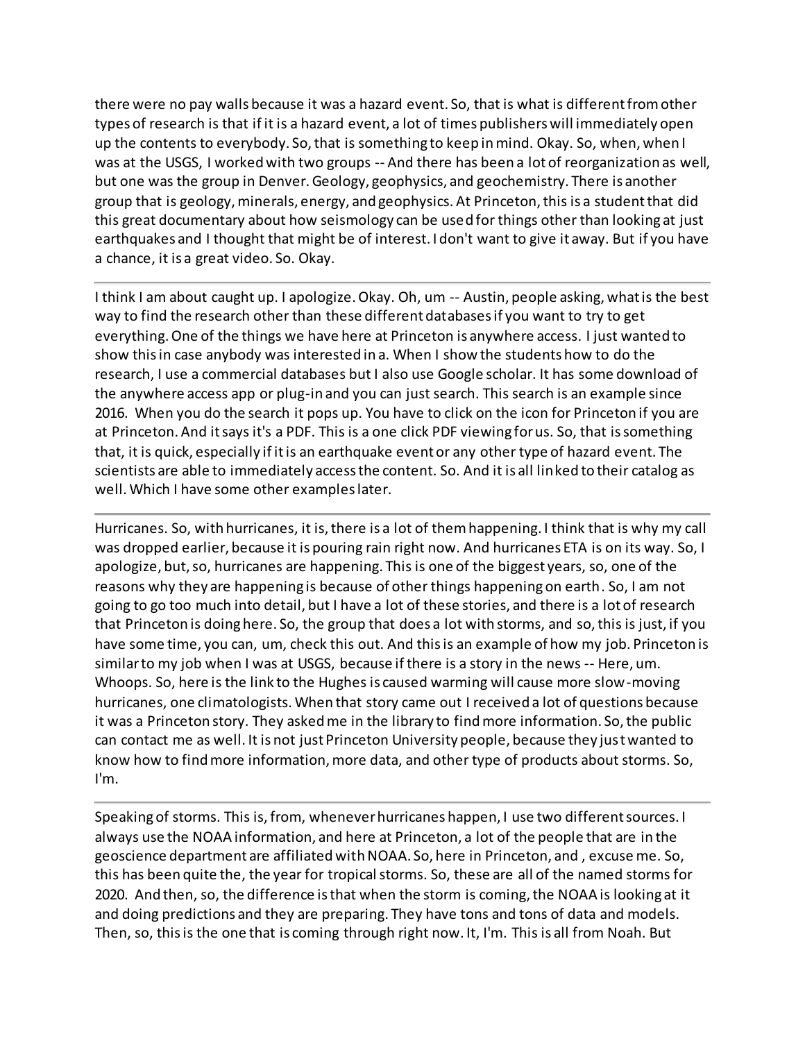there were no pay walls because it was a hazard event. So, that is what is different from other types of research is that if it is a hazard event, a lot of times publishers will immediately open up the contents to everybody. So, that is something to keep in mind. Okay. So, when, when I was at the USGS, I worked with two groups -- And there has been a lot of reorganization as well, but one was the group in Denver. Geology, geophysics, and geochemistry. There is another group that is geology, minerals, energy, and geophysics. At Princeton, this is a student that did this great documentary about how seismology can be used for things other than looking at just earthquakes and I thought that might be of interest. I don't want to give it away. But if you have a chance, it is a great video. So. Okay.

---

I think I am about caught up. I apologize. Okay. Oh, um -- Austin, people asking, what is the best way to find the research other than these different databases if you want to try to get everything. One of the things we have here at Princeton is anywhere access. I just wanted to show this in case anybody was interested in a. When I show the students how to do the research, I use a commercial databases but I also use Google scholar. It has some download of the anywhere access app or plug-in and you can just search. This search is an example since 2016. When you do the search it pops up. You have to click on the icon for Princeton if you are at Princeton. And it says it's a PDF. This is a one click PDF viewing for us. So, that is something that, it is quick, especially if it is an earthquake event or any other type of hazard event. The scientists are able to immediately access the content. So. And it is all linked to their catalog as well. Which I have some other examples later.

---

Hurricanes. So, with hurricanes, it is, there is a lot of them happening. I think that is why my call was dropped earlier, because it is pouring rain right now. And hurricanes ETA is on its way. So, I apologize, but, so, hurricanes are happening. This is one of the biggest years, so, one of the reasons why they are happening is because of other things happening on earth. So, I am not going to go too much into detail, but I have a lot of these stories, and there is a lot of research that Princeton is doing here. So, the group that does a lot with storms, and so, this is just, if you have some time, you can, um, check this out. And this is an example of how my job. Princeton is similar to my job when I was at USGS, because if there is a story in the news -- Here, um. Whoops. So, here is the link to the Hughes is caused warming will cause more slow-moving hurricanes, one climatologists. When that story came out I received a lot of questions because it was a Princeton story. They asked me in the library to find more information. So, the public can contact me as well. It is not just Princeton University people, because they just wanted to know how to find more information, more data, and other type of products about storms. So, I'm.

---

Speaking of storms. This is, from, whenever hurricanes happen, I use two different sources. I always use the NOAA information, and here at Princeton, a lot of the people that are in the geoscience department are affiliated with NOAA. So, here in Princeton, and , excuse me. So, this has been quite the, the year for tropical storms. So, these are all of the named storms for 2020. And then, so, the difference is that when the storm is coming, the NOAA is looking at it and doing predictions and they are preparing. They have tons and tons of data and models. Then, so, this is the one that is coming through right now. It, I'm. This is all from Noah. But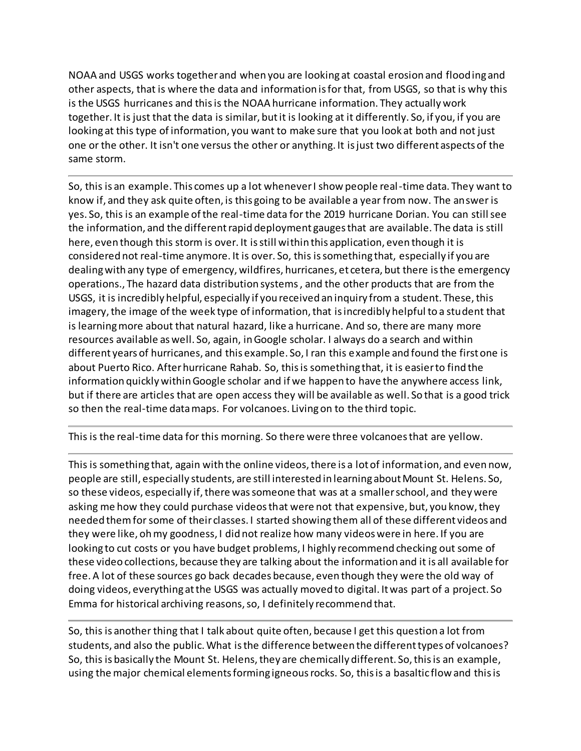NOAA and USGS works together and when you are looking at coastal erosion and flooding and other aspects, that is where the data and information is for that, from USGS, so that is why this is the USGS hurricanes and this is the NOAA hurricane information. They actually work together. It is just that the data is similar, but it is looking at it differently. So, if you, if you are looking at this type of information, you want to make sure that you look at both and not just one or the other. It isn't one versus the other or anything. It is just two different aspects of the same storm.

---

So, this is an example. This comes up a lot whenever I show people real-time data. They want to know if, and they ask quite often, is this going to be available a year from now. The answer is yes. So, this is an example of the real-time data for the 2019 hurricane Dorian. You can still see the information, and the different rapid deployment gauges that are available. The data is still here, even though this storm is over. It is still within this application, even though it is considered not real-time anymore. It is over. So, this is something that, especially if you are dealing with any type of emergency, wildfires, hurricanes, et cetera, but there is the emergency operations., The hazard data distribution systems , and the other products that are from the USGS, it is incredibly helpful, especially if you received an inquiry from a student. These, this imagery, the image of the week type of information, that is incredibly helpful to a student that is learning more about that natural hazard, like a hurricane. And so, there are many more resources available as well. So, again, in Google scholar. I always do a search and within different years of hurricanes, and this example. So, I ran this example and found the first one is about Puerto Rico. After hurricane Rahab. So, this is something that, it is easier to find the information quickly within Google scholar and if we happen to have the anywhere access link, but if there are articles that are open access they will be available as well. So that is a good trick so then the real-time data maps. For volcanoes. Living on to the third topic.

---

This is the real-time data for this morning. So there were three volcanoes that are yellow.

---

This is something that, again with the online videos, there is a lot of information, and even now, people are still, especially students, are still interested in learning about Mount St. Helens. So, so these videos, especially if, there was someone that was at a smaller school, and they were asking me how they could purchase videos that were not that expensive, but, you know, they needed them for some of their classes. I started showing them all of these different videos and they were like, oh my goodness, I did not realize how many videos were in here. If you are looking to cut costs or you have budget problems, I highly recommend checking out some of these video collections, because they are talking about the information and it is all available for free. A lot of these sources go back decades because, even though they were the old way of doing videos, everything at the USGS was actually moved to digital. It was part of a project. So Emma for historical archiving reasons, so, I definitely recommend that.

---

So, this is another thing that I talk about quite often, because I get this question a lot from students, and also the public. What is the difference between the different types of volcanoes? So, this is basically the Mount St. Helens, they are chemically different. So, this is an example, using the major chemical elements forming igneous rocks. So, this is a basaltic flow and this is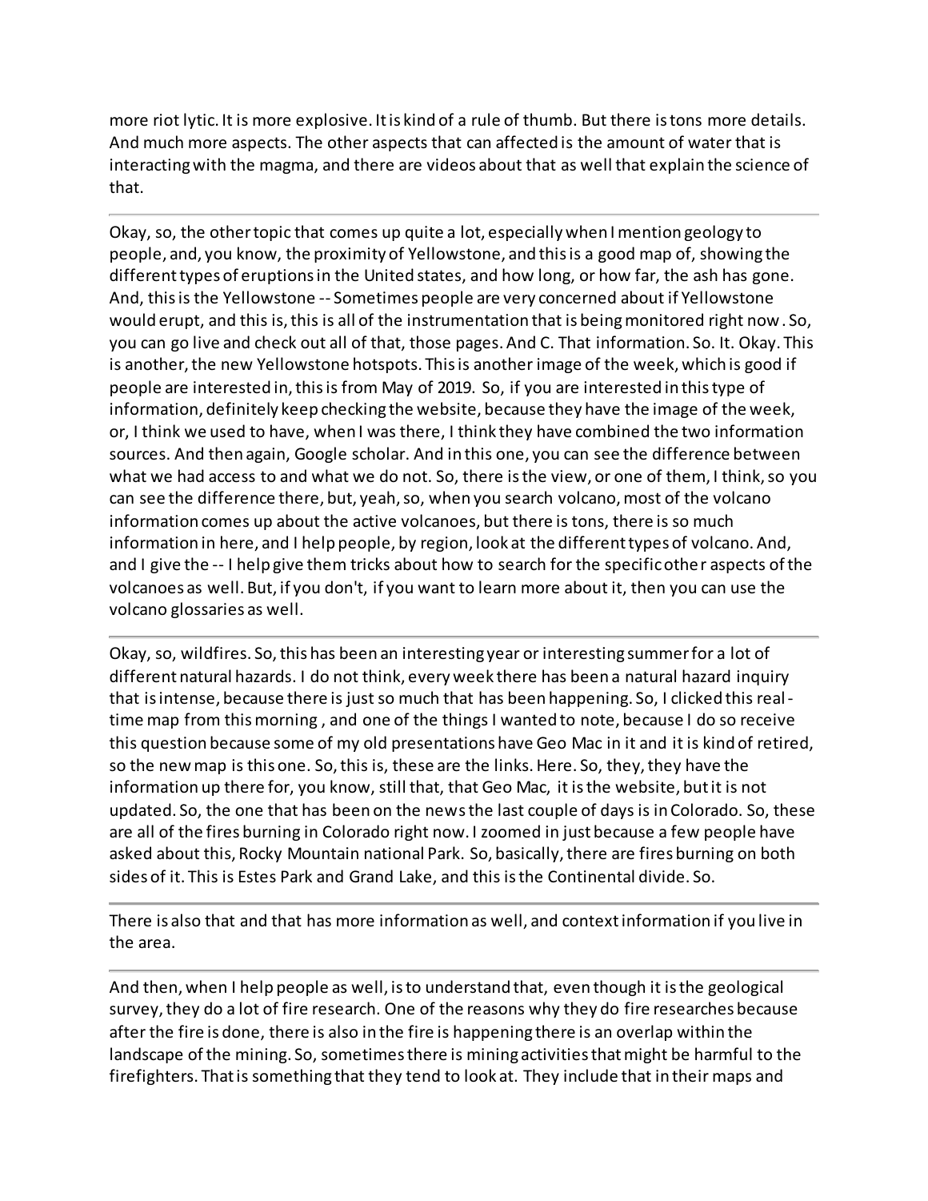more riot lytic. It is more explosive. It is kind of a rule of thumb. But there is tons more details. And much more aspects. The other aspects that can affected is the amount of water that is interacting with the magma, and there are videos about that as well that explain the science of that.

---

Okay, so, the other topic that comes up quite a lot, especially when I mention geology to people, and, you know, the proximity of Yellowstone, and this is a good map of, showing the different types of eruptions in the United states, and how long, or how far, the ash has gone. And, this is the Yellowstone -- Sometimes people are very concerned about if Yellowstone would erupt, and this is, this is all of the instrumentation that is being monitored right now. So, you can go live and check out all of that, those pages. And C. That information. So. It. Okay. This is another, the new Yellowstone hotspots. This is another image of the week, which is good if people are interested in, this is from May of 2019. So, if you are interested in this type of information, definitely keep checking the website, because they have the image of the week, or, I think we used to have, when I was there, I think they have combined the two information sources. And then again, Google scholar. And in this one, you can see the difference between what we had access to and what we do not. So, there is the view, or one of them, I think, so you can see the difference there, but, yeah, so, when you search volcano, most of the volcano information comes up about the active volcanoes, but there is tons, there is so much information in here, and I help people, by region, look at the different types of volcano. And, and I give the -- I help give them tricks about how to search for the specific other aspects of the volcanoes as well. But, if you don't, if you want to learn more about it, then you can use the volcano glossaries as well.

---

Okay, so, wildfires. So, this has been an interesting year or interesting summer for a lot of different natural hazards. I do not think, every week there has been a natural hazard inquiry that is intense, because there is just so much that has been happening. So, I clicked this real-time map from this morning , and one of the things I wanted to note, because I do so receive this question because some of my old presentations have Geo Mac in it and it is kind of retired, so the new map is this one. So, this is, these are the links. Here. So, they, they have the information up there for, you know, still that, that Geo Mac, it is the website, but it is not updated. So, the one that has been on the news the last couple of days is in Colorado. So, these are all of the fires burning in Colorado right now. I zoomed in just because a few people have asked about this, Rocky Mountain national Park. So, basically, there are fires burning on both sides of it. This is Estes Park and Grand Lake, and this is the Continental divide. So.

---

There is also that and that has more information as well, and context information if you live in the area.

---

And then, when I help people as well, is to understand that, even though it is the geological survey, they do a lot of fire research. One of the reasons why they do fire researches because after the fire is done, there is also in the fire is happening there is an overlap within the landscape of the mining. So, sometimes there is mining activities that might be harmful to the firefighters. That is something that they tend to look at. They include that in their maps and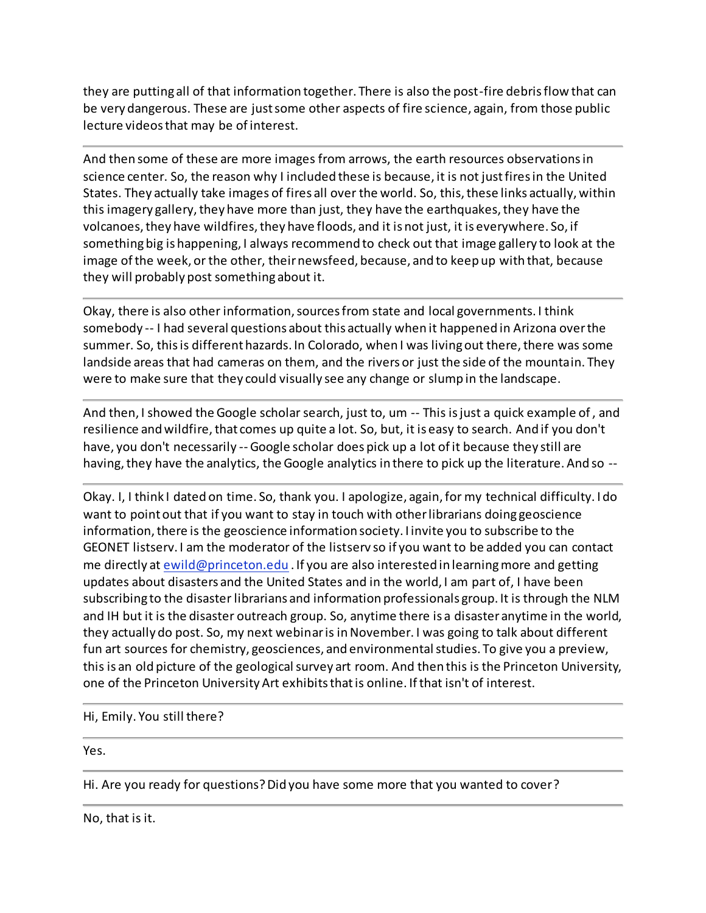they are putting all of that information together. There is also the post-fire debris flow that can be very dangerous. These are just some other aspects of fire science, again, from those public lecture videos that may be of interest.

---

And then some of these are more images from arrows, the earth resources observations in science center. So, the reason why I included these is because, it is not just fires in the United States. They actually take images of fires all over the world. So, this, these links actually, within this imagery gallery, they have more than just, they have the earthquakes, they have the volcanoes, they have wildfires, they have floods, and it is not just, it is everywhere. So, if something big is happening, I always recommend to check out that image gallery to look at the image of the week, or the other, their newsfeed, because, and to keep up with that, because they will probably post something about it.

---

Okay, there is also other information, sources from state and local governments. I think somebody -- I had several questions about this actually when it happened in Arizona over the summer. So, this is different hazards. In Colorado, when I was living out there, there was some landside areas that had cameras on them, and the rivers or just the side of the mountain. They were to make sure that they could visually see any change or slump in the landscape.

---

And then, I showed the Google scholar search, just to, um -- This is just a quick example of , and resilience and wildfire, that comes up quite a lot. So, but, it is easy to search. And if you don't have, you don't necessarily -- Google scholar does pick up a lot of it because they still are having, they have the analytics, the Google analytics in there to pick up the literature. And so --

---

Okay. I, I think I dated on time. So, thank you. I apologize, again, for my technical difficulty. I do want to point out that if you want to stay in touch with other librarians doing geoscience information, there is the geoscience information society. I invite you to subscribe to the GEONET listserv. I am the moderator of the listserv so if you want to be added you can contact me directly at ewild@princeton.edu . If you are also interested in learning more and getting updates about disasters and the United States and in the world, I am part of, I have been subscribing to the disaster librarians and information professionals group. It is through the NLM and IH but it is the disaster outreach group. So, anytime there is a disaster anytime in the world, they actually do post. So, my next webinar is in November. I was going to talk about different fun art sources for chemistry, geosciences, and environmental studies. To give you a preview, this is an old picture of the geological survey art room. And then this is the Princeton University, one of the Princeton University Art exhibits that is online. If that isn't of interest.

---

Hi, Emily. You still there?

---

Yes.

---

Hi. Are you ready for questions? Did you have some more that you wanted to cover?

---

No, that is it.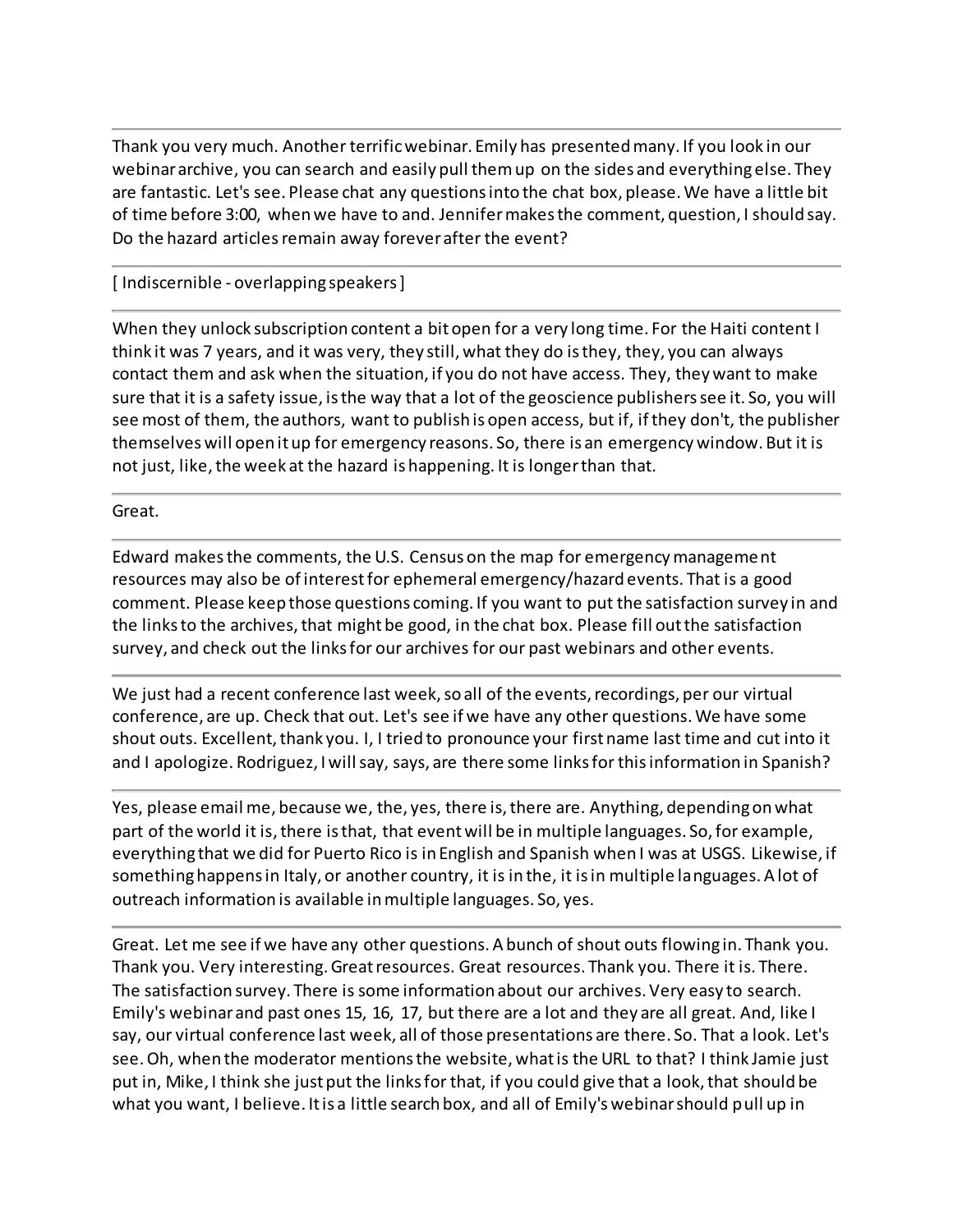Thank you very much. Another terrific webinar. Emily has presented many. If you look in our webinar archive, you can search and easily pull them up on the sides and everything else. They are fantastic. Let's see. Please chat any questions into the chat box, please. We have a little bit of time before 3:00, when we have to and. Jennifer makes the comment, question, I should say. Do the hazard articles remain away forever after the event?

---

[ Indiscernible - overlapping speakers ]

---

When they unlock subscription content a bit open for a very long time. For the Haiti content I think it was 7 years, and it was very, they still, what they do is they, they, you can always contact them and ask when the situation, if you do not have access. They, they want to make sure that it is a safety issue, is the way that a lot of the geoscience publishers see it. So, you will see most of them, the authors, want to publish is open access, but if, if they don't, the publisher themselves will open it up for emergency reasons. So, there is an emergency window. But it is not just, like, the week at the hazard is happening. It is longer than that.

---

Great.

---

Edward makes the comments, the U.S. Census on the map for emergency management resources may also be of interest for ephemeral emergency/hazard events. That is a good comment. Please keep those questions coming. If you want to put the satisfaction survey in and the links to the archives, that might be good, in the chat box. Please fill out the satisfaction survey, and check out the links for our archives for our past webinars and other events.

---

We just had a recent conference last week, so all of the events, recordings, per our virtual conference, are up. Check that out. Let's see if we have any other questions. We have some shout outs. Excellent, thank you. I, I tried to pronounce your first name last time and cut into it and I apologize. Rodriguez, I will say, says, are there some links for this information in Spanish?

---

Yes, please email me, because we, the, yes, there is, there are. Anything, depending on what part of the world it is, there is that, that event will be in multiple languages. So, for example, everything that we did for Puerto Rico is in English and Spanish when I was at USGS. Likewise, if something happens in Italy, or another country, it is in the, it is in multiple languages. A lot of outreach information is available in multiple languages. So, yes.

---

Great. Let me see if we have any other questions. A bunch of shout outs flowing in. Thank you. Thank you. Very interesting. Great resources. Great resources. Thank you. There it is. There. The satisfaction survey. There is some information about our archives. Very easy to search. Emily's webinar and past ones 15, 16, 17, but there are a lot and they are all great. And, like I say, our virtual conference last week, all of those presentations are there. So. That a look. Let's see. Oh, when the moderator mentions the website, what is the URL to that? I think Jamie just put in, Mike, I think she just put the links for that, if you could give that a look, that should be what you want, I believe. It is a little search box, and all of Emily's webinar should pull up in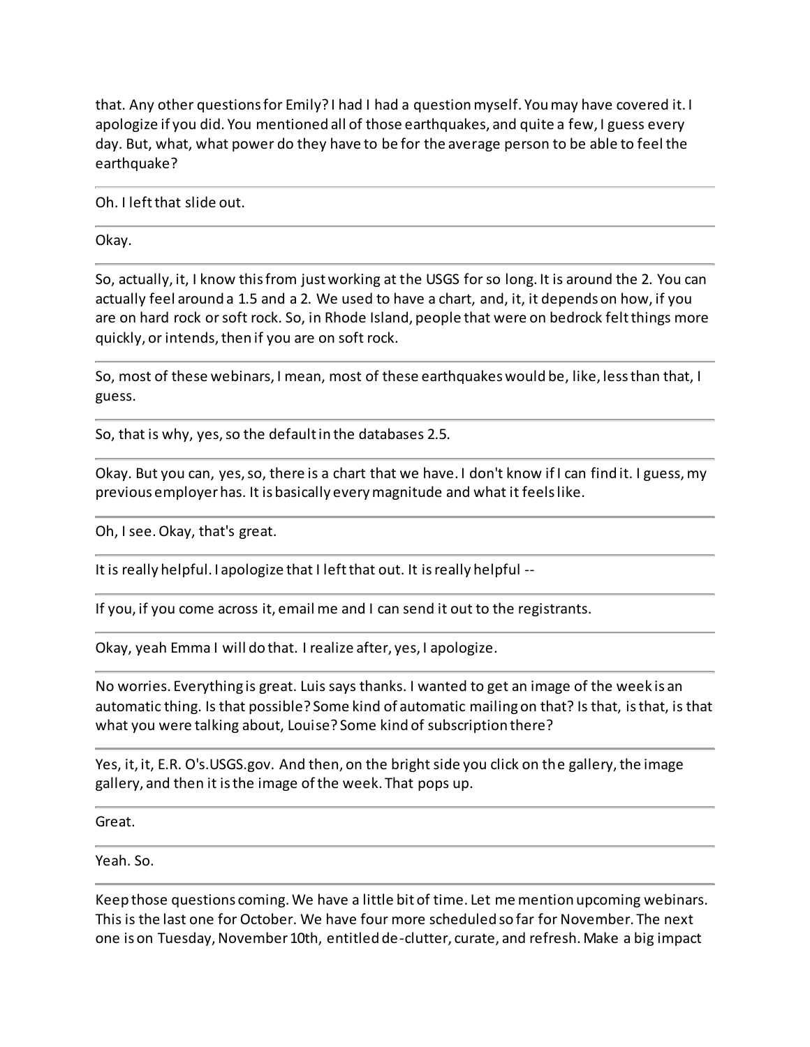that. Any other questions for Emily? I had I had a question myself. You may have covered it. I apologize if you did. You mentioned all of those earthquakes, and quite a few, I guess every day. But, what, what power do they have to be for the average person to be able to feel the earthquake?

---

Oh. I left that slide out.

---

Okay.

---

So, actually, it, I know this from just working at the USGS for so long. It is around the 2. You can actually feel around a 1.5 and a 2. We used to have a chart, and, it, it depends on how, if you are on hard rock or soft rock. So, in Rhode Island, people that were on bedrock felt things more quickly, or intends, then if you are on soft rock.

---

So, most of these webinars, I mean, most of these earthquakes would be, like, less than that, I guess.

---

So, that is why, yes, so the default in the databases 2.5.

---

Okay. But you can, yes, so, there is a chart that we have. I don't know if I can find it. I guess, my previous employer has. It is basically every magnitude and what it feels like.

---

Oh, I see. Okay, that's great.

---

It is really helpful. I apologize that I left that out. It is really helpful --

---

If you, if you come across it, email me and I can send it out to the registrants.

---

Okay, yeah Emma I will do that. I realize after, yes, I apologize.

---

No worries. Everything is great. Luis says thanks. I wanted to get an image of the week is an automatic thing. Is that possible? Some kind of automatic mailing on that? Is that, is that, is that what you were talking about, Louise? Some kind of subscription there?

---

Yes, it, it, E.R. O's.USGS.gov. And then, on the bright side you click on the gallery, the image gallery, and then it is the image of the week. That pops up.

---

Great.

---

Yeah. So.

---

Keep those questions coming. We have a little bit of time. Let me mention upcoming webinars. This is the last one for October. We have four more scheduled so far for November. The next one is on Tuesday, November 10th, entitled de-clutter, curate, and refresh. Make a big impact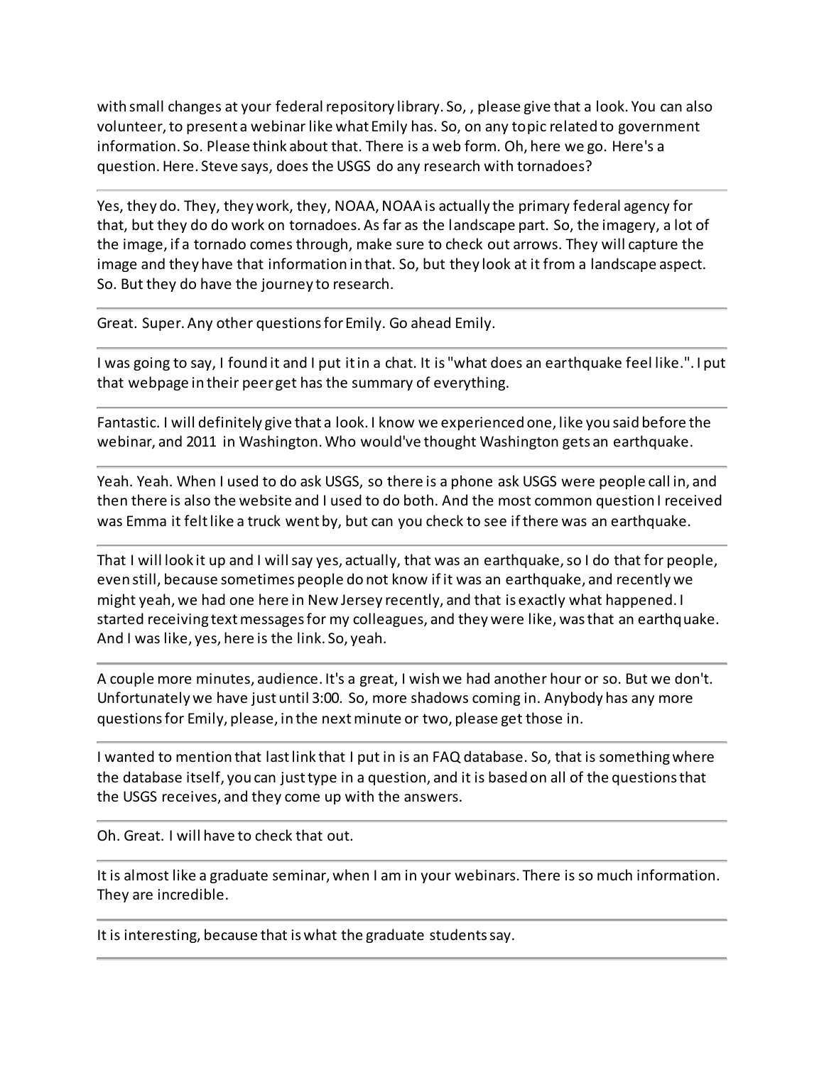with small changes at your federal repository library. So, , please give that a look. You can also volunteer, to present a webinar like what Emily has. So, on any topic related to government information. So. Please think about that. There is a web form. Oh, here we go. Here's a question. Here. Steve says, does the USGS do any research with tornadoes?

---

Yes, they do. They, they work, they, NOAA, NOAA is actually the primary federal agency for that, but they do do work on tornadoes. As far as the landscape part. So, the imagery, a lot of the image, if a tornado comes through, make sure to check out arrows. They will capture the image and they have that information in that. So, but they look at it from a landscape aspect. So. But they do have the journey to research.

---

Great. Super. Any other questions for Emily. Go ahead Emily.

---

I was going to say, I found it and I put it in a chat. It is "what does an earthquake feel like.". I put that webpage in their peer get has the summary of everything.

---

Fantastic. I will definitely give that a look. I know we experienced one, like you said before the webinar, and 2011 in Washington. Who would've thought Washington gets an earthquake.

---

Yeah. Yeah. When I used to do ask USGS, so there is a phone ask USGS were people call in, and then there is also the website and I used to do both. And the most common question I received was Emma it felt like a truck went by, but can you check to see if there was an earthquake.

---

That I will look it up and I will say yes, actually, that was an earthquake, so I do that for people, even still, because sometimes people do not know if it was an earthquake, and recently we might yeah, we had one here in New Jersey recently, and that is exactly what happened. I started receiving text messages for my colleagues, and they were like, was that an earthquake. And I was like, yes, here is the link. So, yeah.

---

A couple more minutes, audience. It's a great, I wish we had another hour or so. But we don't. Unfortunately we have just until 3:00. So, more shadows coming in. Anybody has any more questions for Emily, please, in the next minute or two, please get those in.

---

I wanted to mention that last link that I put in is an FAQ database. So, that is something where the database itself, you can just type in a question, and it is based on all of the questions that the USGS receives, and they come up with the answers.

---

Oh. Great. I will have to check that out.

---

It is almost like a graduate seminar, when I am in your webinars. There is so much information. They are incredible.

---

It is interesting, because that is what the graduate students say.

---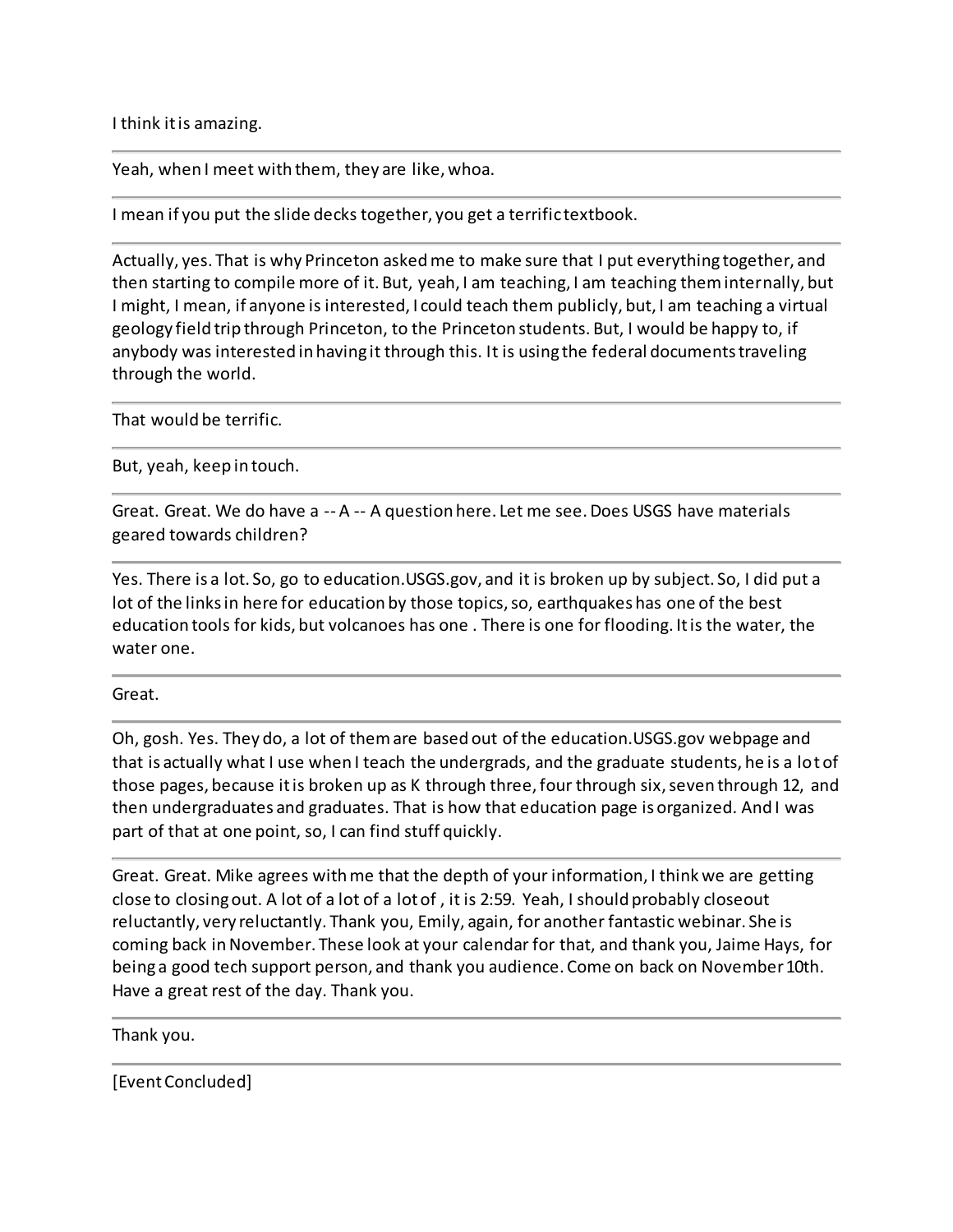I think it is amazing.

---

Yeah, when I meet with them, they are like, whoa.

---

I mean if you put the slide decks together, you get a terrific textbook.

---

Actually, yes. That is why Princeton asked me to make sure that I put everything together, and then starting to compile more of it. But, yeah, I am teaching, I am teaching them internally, but I might, I mean, if anyone is interested, I could teach them publicly, but, I am teaching a virtual geology field trip through Princeton, to the Princeton students. But, I would be happy to, if anybody was interested in having it through this. It is using the federal documents traveling through the world.

---

That would be terrific.

---

But, yeah, keep in touch.

---

Great. Great. We do have a -- A -- A question here. Let me see. Does USGS have materials geared towards children?

---

Yes. There is a lot. So, go to education.USGS.gov, and it is broken up by subject. So, I did put a lot of the links in here for education by those topics, so, earthquakes has one of the best education tools for kids, but volcanoes has one . There is one for flooding. It is the water, the water one.

---

Great.

---

Oh, gosh. Yes. They do, a lot of them are based out of the education.USGS.gov webpage and that is actually what I use when I teach the undergrads, and the graduate students, he is a lot of those pages, because it is broken up as K through three, four through six, seven through 12, and then undergraduates and graduates. That is how that education page is organized. And I was part of that at one point, so, I can find stuff quickly.

---

Great. Great. Mike agrees with me that the depth of your information, I think we are getting close to closing out. A lot of a lot of a lot of , it is 2:59. Yeah, I should probably closeout reluctantly, very reluctantly. Thank you, Emily, again, for another fantastic webinar. She is coming back in November. These look at your calendar for that, and thank you, Jaime Hays, for being a good tech support person, and thank you audience. Come on back on November 10th. Have a great rest of the day. Thank you.

---

Thank you.

---

[Event Concluded]